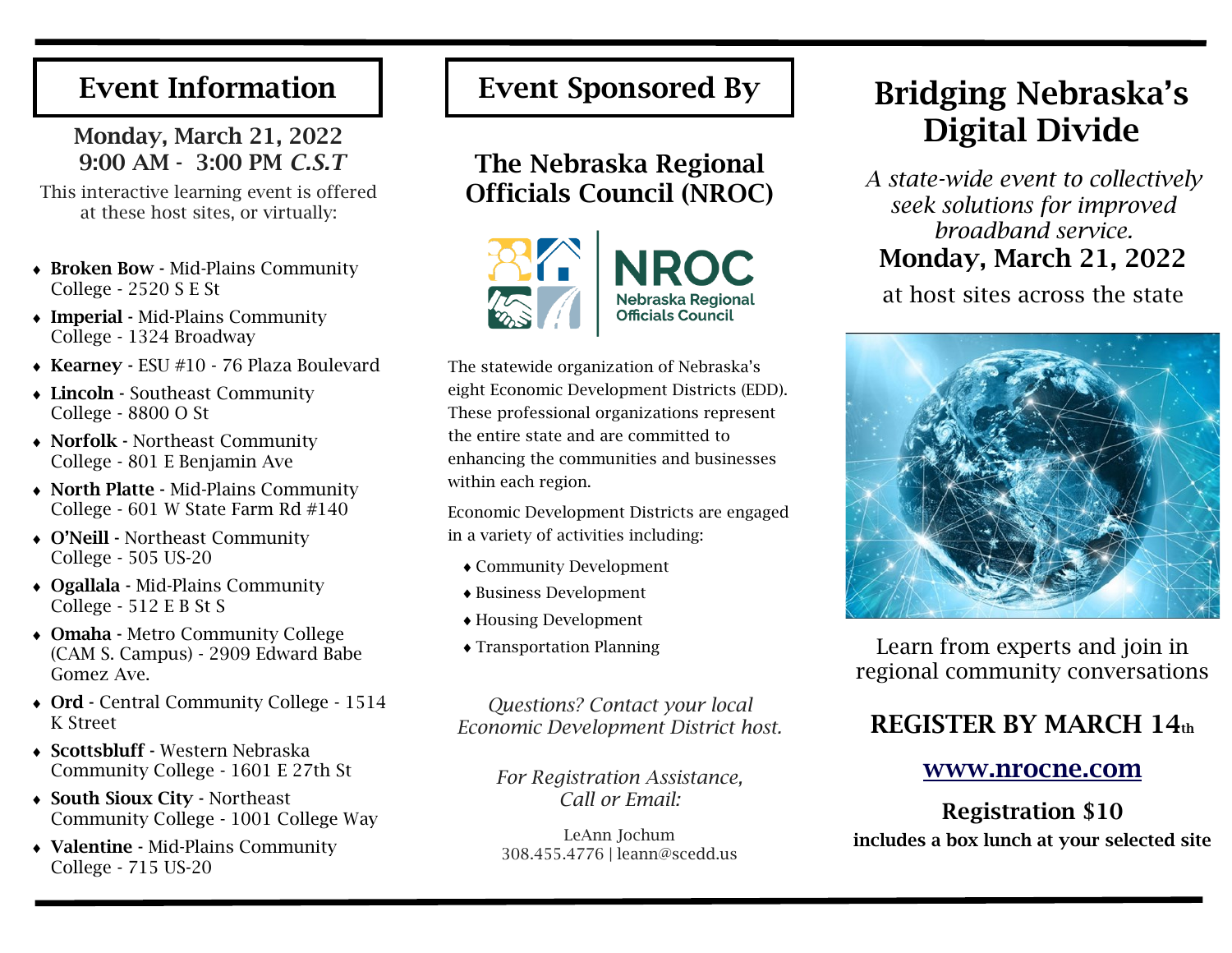## Event Information

**Monday, March 21, 2022**
**9:00 AM - 3:00 PM *C.S.T***

This interactive learning event is offered at these host sites, or virtually:

- **Broken Bow** - Mid-Plains Community College - 2520 S E St
- **Imperial** - Mid-Plains Community College - 1324 Broadway
- **Kearney** - ESU #10 - 76 Plaza Boulevard
- **Lincoln** - Southeast Community College - 8800 O St
- **Norfolk** - Northeast Community College - 801 E Benjamin Ave
- **North Platte** - Mid-Plains Community College - 601 W State Farm Rd #140
- **O'Neill** - Northeast Community College - 505 US-20
- **Ogallala** - Mid-Plains Community College - 512 E B St S
- **Omaha** - Metro Community College (CAM S. Campus) - 2909 Edward Babe Gomez Ave.
- **Ord** - Central Community College - 1514 K Street
- **Scottsbluff** - Western Nebraska Community College - 1601 E 27th St
- **South Sioux City** - Northeast Community College - 1001 College Way
- **Valentine** - Mid-Plains Community College - 715 US-20

## Event Sponsored By

### The Nebraska Regional Officials Council (NROC)

NROC
Nebraska Regional Officials Council

The statewide organization of Nebraska's eight Economic Development Districts (EDD). These professional organizations represent the entire state and are committed to enhancing the communities and businesses within each region.

Economic Development Districts are engaged in a variety of activities including:

- Community Development
- Business Development
- Housing Development
- Transportation Planning

*Questions? Contact your local Economic Development District host.*

*For Registration Assistance, Call or Email:*

LeAnn Jochum
308.455.4776 | leann@scedd.us

# Bridging Nebraska's Digital Divide

*A state-wide event to collectively seek solutions for improved broadband service.*

**Monday, March 21, 2022**

at host sites across the state

Learn from experts and join in regional community conversations

**REGISTER BY MARCH 14th**

**www.nrocne.com**

**Registration $10**
**includes a box lunch at your selected site**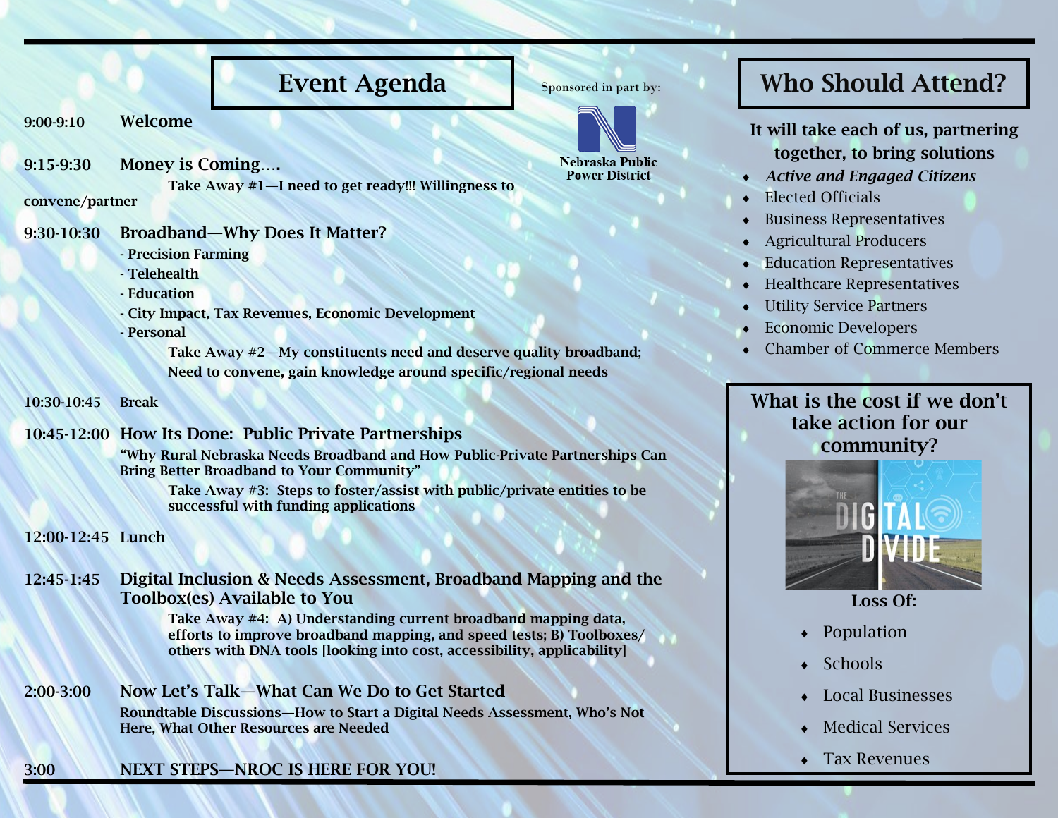## Event Agenda

Sponsored in part by:

Nebraska Public Power District

9:00-9:10 **Welcome**

9:15-9:30 **Money is Coming….**

**Take Away #1—I need to get ready!!! Willingness to convene/partner**

9:30-10:30 **Broadband—Why Does It Matter?**

- Precision Farming
- Telehealth
- Education
- City Impact, Tax Revenues, Economic Development
- Personal

**Take Away #2—My constituents need and deserve quality broadband; Need to convene, gain knowledge around specific/regional needs**

10:30-10:45 **Break**

10:45-12:00 **How Its Done: Public Private Partnerships**

**"Why Rural Nebraska Needs Broadband and How Public-Private Partnerships Can Bring Better Broadband to Your Community"**

**Take Away #3: Steps to foster/assist with public/private entities to be successful with funding applications**

12:00-12:45 **Lunch**

12:45-1:45 **Digital Inclusion & Needs Assessment, Broadband Mapping and the Toolbox(es) Available to You**

**Take Away #4: A) Understanding current broadband mapping data, efforts to improve broadband mapping, and speed tests; B) Toolboxes/ others with DNA tools [looking into cost, accessibility, applicability]**

2:00-3:00 **Now Let's Talk—What Can We Do to Get Started**

**Roundtable Discussions—How to Start a Digital Needs Assessment, Who's Not Here, What Other Resources are Needed**

3:00 **NEXT STEPS—NROC IS HERE FOR YOU!**

## Who Should Attend?

**It will take each of us, partnering together, to bring solutions**

- *Active and Engaged Citizens*
- Elected Officials
- Business Representatives
- Agricultural Producers
- Education Representatives
- Healthcare Representatives
- Utility Service Partners
- Economic Developers
- Chamber of Commerce Members

## What is the cost if we don't take action for our community?

THE DIGITAL DIVIDE

**Loss Of:**

- Population
- Schools
- Local Businesses
- Medical Services
- Tax Revenues